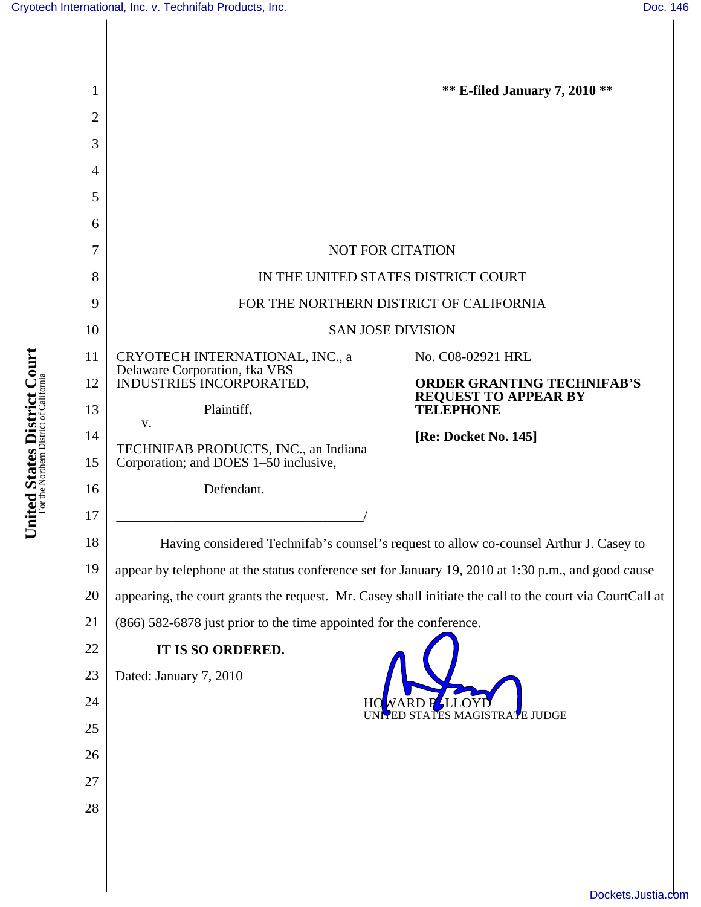** E-filed January 7, 2010 **

NOT FOR CITATION

IN THE UNITED STATES DISTRICT COURT

FOR THE NORTHERN DISTRICT OF CALIFORNIA

SAN JOSE DIVISION

CRYOTECH INTERNATIONAL, INC., a Delaware Corporation, fka VBS INDUSTRIES INCORPORATED,

Plaintiff,

v.

TECHNIFAB PRODUCTS, INC., an Indiana Corporation; and DOES 1–50 inclusive,

Defendant.

No. C08-02921 HRL

**ORDER GRANTING TECHNIFAB'S REQUEST TO APPEAR BY TELEPHONE**

**[Re: Docket No. 145]**

Having considered Technifab's counsel's request to allow co-counsel Arthur J. Casey to appear by telephone at the status conference set for January 19, 2010 at 1:30 p.m., and good cause appearing, the court grants the request. Mr. Casey shall initiate the call to the court via CourtCall at (866) 582-6878 just prior to the time appointed for the conference.

**IT IS SO ORDERED.**

Dated: January 7, 2010

HOWARD R. LLOYD
UNITED STATES MAGISTRATE JUDGE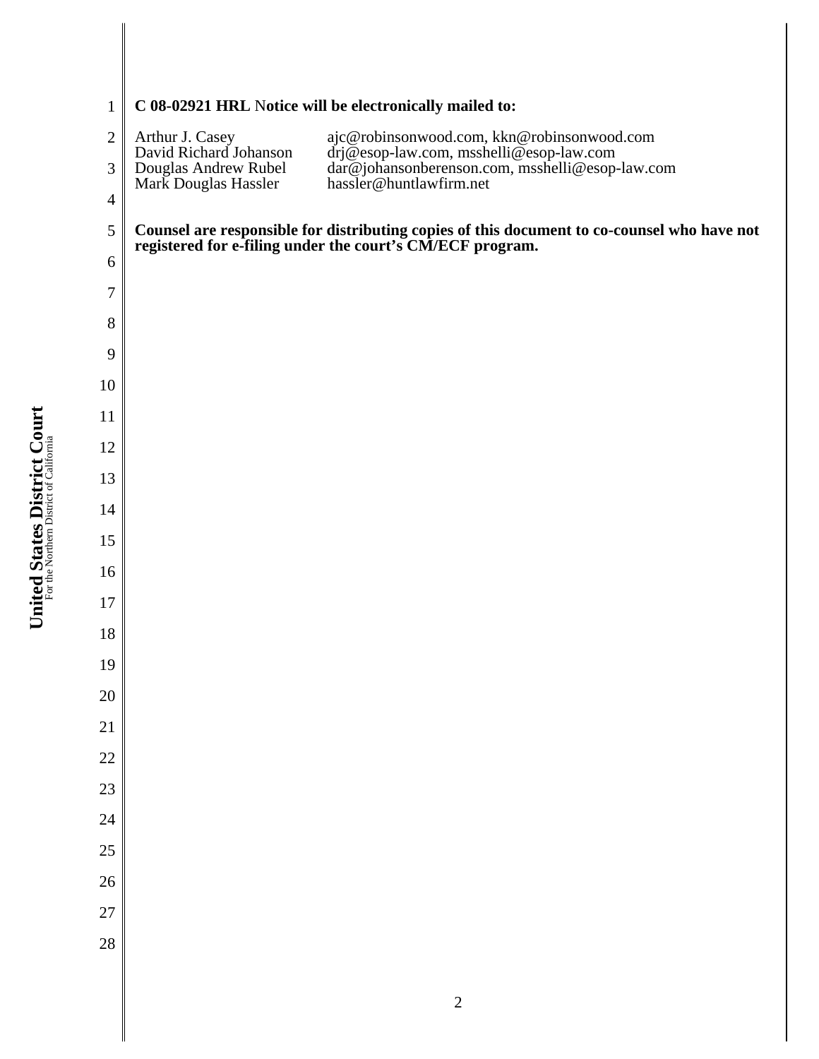**C 08-02921 HRL Notice will be electronically mailed to:**

| | |
|---|---|
| Arthur J. Casey | ajc@robinsonwood.com, kkn@robinsonwood.com |
| David Richard Johanson | drj@esop-law.com, msshelli@esop-law.com |
| Douglas Andrew Rubel | dar@johansonberenson.com, msshelli@esop-law.com |
| Mark Douglas Hassler | hassler@huntlawfirm.net |

**Counsel are responsible for distributing copies of this document to co-counsel who have not registered for e-filing under the court's CM/ECF program.**